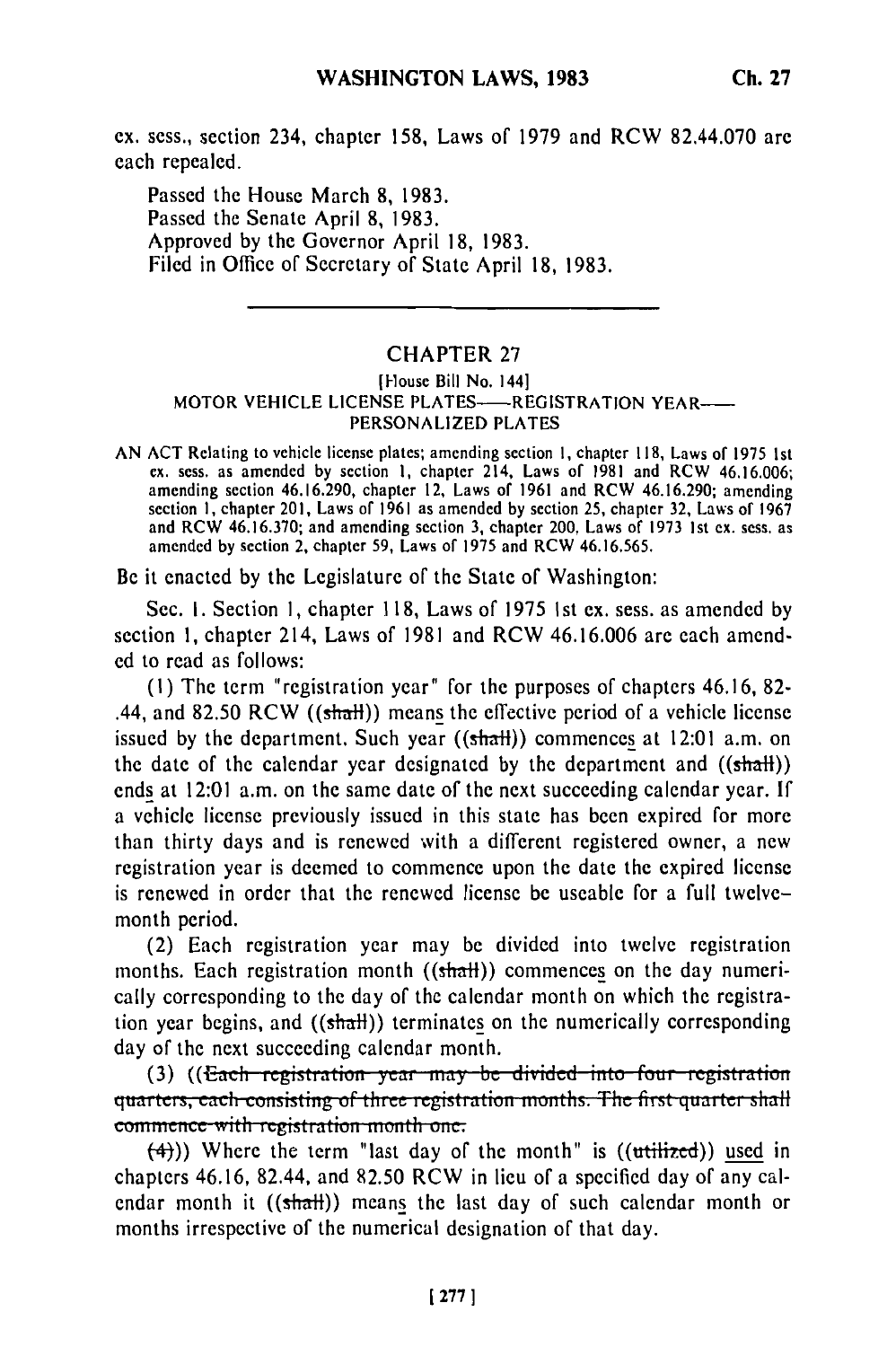ex. sess., section 234, chapter 158, Laws of 1979 and RCW 82.44.070 are each repealed.

Passed the House March 8, 1983.
Passed the Senate April 8, 1983.
Approved by the Governor April 18, 1983.
Filed in Office of Secretary of State April 18, 1983.

---

## CHAPTER 27

[House Bill No. 144]

### MOTOR VEHICLE LICENSE PLATES—REGISTRATION YEAR—PERSONALIZED PLATES

AN ACT Relating to vehicle license plates; amending section 1, chapter 118, Laws of 1975 1st ex. sess. as amended by section 1, chapter 214, Laws of 1981 and RCW 46.16.006; amending section 46.16.290, chapter 12, Laws of 1961 and RCW 46.16.290; amending section 1, chapter 201, Laws of 1961 as amended by section 25, chapter 32, Laws of 1967 and RCW 46.16.370; and amending section 3, chapter 200, Laws of 1973 1st ex. sess. as amended by section 2, chapter 59, Laws of 1975 and RCW 46.16.565.

Be it enacted by the Legislature of the State of Washington:

Sec. 1. Section 1, chapter 118, Laws of 1975 1st ex. sess. as amended by section 1, chapter 214, Laws of 1981 and RCW 46.16.006 are each amended to read as follows:

(1) The term "registration year" for the purposes of chapters 46.16, 82.44, and 82.50 RCW ((~~shall~~)) means the effective period of a vehicle license issued by the department. Such year ((~~shall~~)) commences at 12:01 a.m. on the date of the calendar year designated by the department and ((~~shall~~)) ends at 12:01 a.m. on the same date of the next succeeding calendar year. If a vehicle license previously issued in this state has been expired for more than thirty days and is renewed with a different registered owner, a new registration year is deemed to commence upon the date the expired license is renewed in order that the renewed license be useable for a full twelve-month period.

(2) Each registration year may be divided into twelve registration months. Each registration month ((~~shall~~)) commences on the day numerically corresponding to the day of the calendar month on which the registration year begins, and ((~~shall~~)) terminates on the numerically corresponding day of the next succeeding calendar month.

(3) ((~~Each registration year may be divided into four registration quarters, each consisting of three registration months. The first quarter shall commence with registration month one.~~

~~(4)~~)) Where the term "last day of the month" is ((~~utilized~~)) used in chapters 46.16, 82.44, and 82.50 RCW in lieu of a specified day of any calendar month it ((~~shall~~)) means the last day of such calendar month or months irrespective of the numerical designation of that day.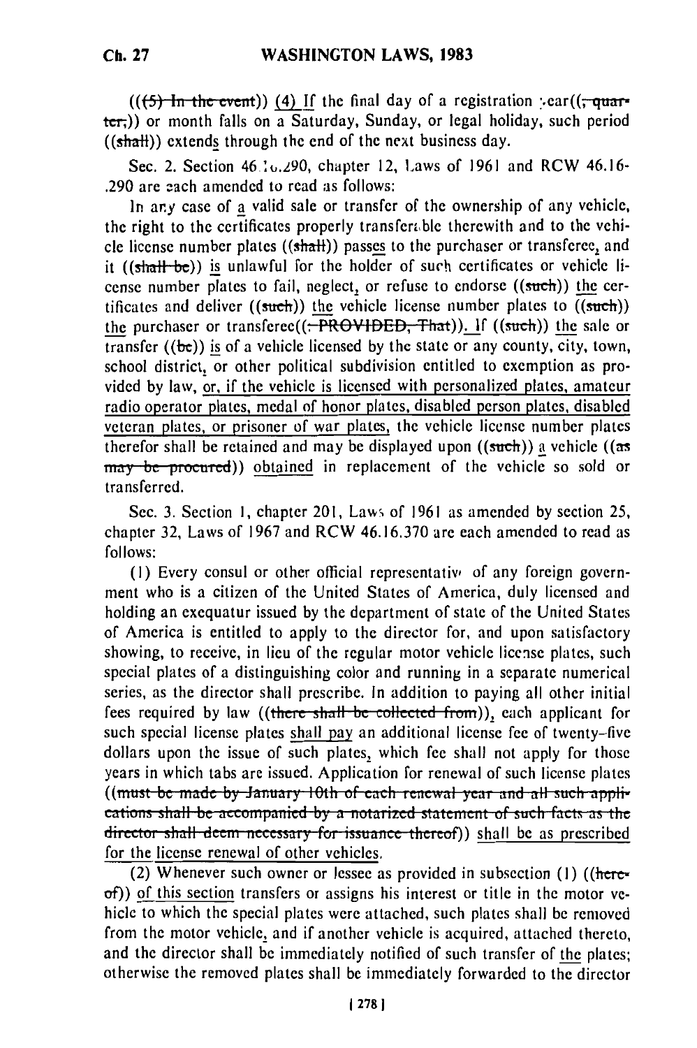((~~(5) In the event~~)) <u>(4) If</u> the final day of a registration year((~~, quarter,~~)) or month falls on a Saturday, Sunday, or legal holiday, such period ((~~shall~~)) extend<u>s</u> through the end of the next business day.

Sec. 2. Section 46.16.290, chapter 12, Laws of 1961 and RCW 46.16.290 are each amended to read as follows:

In any case of <u>a</u> valid sale or transfer of the ownership of any vehicle, the right to the certificates properly transferable therewith and to the vehicle license number plates ((~~shall~~)) pass<u>es</u> to the purchaser or transferee, and it ((~~shall be~~)) <u>is</u> unlawful for the holder of such certificates or vehicle license number plates to fail, neglect, or refuse to endorse ((~~such~~)) <u>the</u> certificates and deliver ((~~such~~)) <u>the</u> vehicle license number plates to ((~~such~~)) <u>the</u> purchaser or transferee((~~: PROVIDED, That~~)). <u>If</u> ((~~such~~)) <u>the</u> sale or transfer ((~~be~~)) <u>is</u> of a vehicle licensed by the state or any county, city, town, school district, or other political subdivision entitled to exemption as provided by law, <u>or, if the vehicle is licensed with personalized plates, amateur radio operator plates, medal of honor plates, disabled person plates, disabled veteran plates, or prisoner of war plates,</u> the vehicle license number plates therefor shall be retained and may be displayed upon ((~~such~~)) <u>a</u> vehicle ((~~as may be procured~~)) <u>obtained</u> in replacement of the vehicle so sold or transferred.

Sec. 3. Section 1, chapter 201, Laws of 1961 as amended by section 25, chapter 32, Laws of 1967 and RCW 46.16.370 are each amended to read as follows:

(1) Every consul or other official representative of any foreign government who is a citizen of the United States of America, duly licensed and holding an exequatur issued by the department of state of the United States of America is entitled to apply to the director for, and upon satisfactory showing, to receive, in lieu of the regular motor vehicle license plates, such special plates of a distinguishing color and running in a separate numerical series, as the director shall prescribe. In addition to paying all other initial fees required by law ((~~there shall be collected from~~)), each applicant for such special license plates <u>shall pay</u> an additional license fee of twenty-five dollars upon the issue of such plates, which fee shall not apply for those years in which tabs are issued. Application for renewal of such license plates ((~~must be made by January 10th of each renewal year and all such applications shall be accompanied by a notarized statement of such facts as the director shall deem necessary for issuance thereof~~)) <u>shall be as prescribed for the license renewal of other vehicles.</u>

(2) Whenever such owner or lessee as provided in subsection (1) ((~~hereof~~)) <u>of this section</u> transfers or assigns his interest or title in the motor vehicle to which the special plates were attached, such plates shall be removed from the motor vehicle, and if another vehicle is acquired, attached thereto, and the director shall be immediately notified of such transfer of <u>the</u> plates; otherwise the removed plates shall be immediately forwarded to the director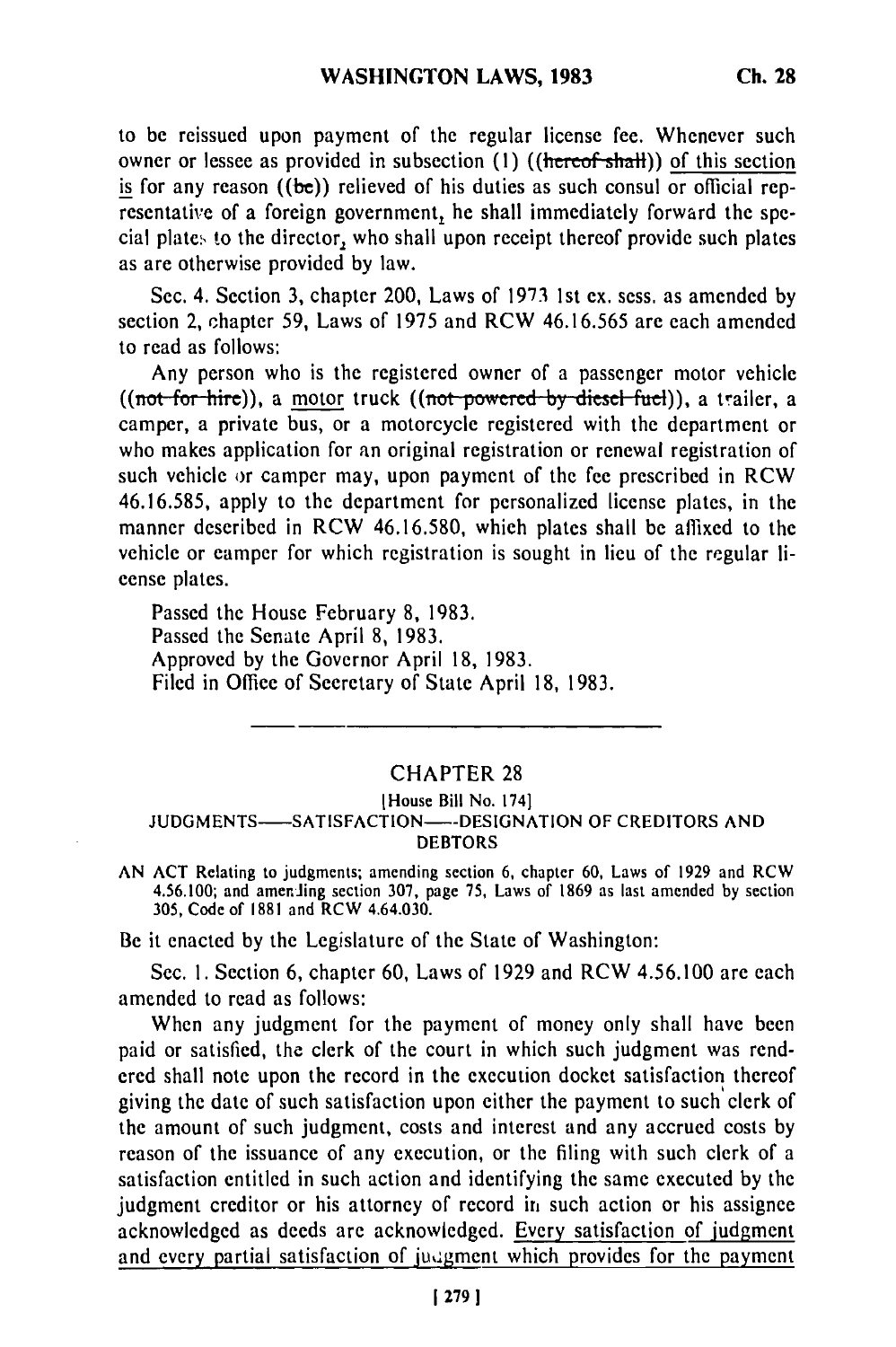to be reissued upon payment of the regular license fee. Whenever such owner or lessee as provided in subsection (1) ((~~hereof shall~~)) <u>of this section</u> <u>is</u> for any reason ((~~be~~)) relieved of his duties as such consul or official representative of a foreign government, he shall immediately forward the special plates to the director, who shall upon receipt thereof provide such plates as are otherwise provided by law.

Sec. 4. Section 3, chapter 200, Laws of 1973 1st ex. sess. as amended by section 2, chapter 59, Laws of 1975 and RCW 46.16.565 are each amended to read as follows:

Any person who is the registered owner of a passenger motor vehicle ((~~not for hire~~)), a <u>motor</u> truck ((~~not powered by diesel fuel~~)), a trailer, a camper, a private bus, or a motorcycle registered with the department or who makes application for an original registration or renewal registration of such vehicle or camper may, upon payment of the fee prescribed in RCW 46.16.585, apply to the department for personalized license plates, in the manner described in RCW 46.16.580, which plates shall be affixed to the vehicle or camper for which registration is sought in lieu of the regular license plates.

Passed the House February 8, 1983.
Passed the Senate April 8, 1983.
Approved by the Governor April 18, 1983.
Filed in Office of Secretary of State April 18, 1983.

---

## CHAPTER 28

[House Bill No. 174]

JUDGMENTS—SATISFACTION—DESIGNATION OF CREDITORS AND DEBTORS

AN ACT Relating to judgments; amending section 6, chapter 60, Laws of 1929 and RCW 4.56.100; and amending section 307, page 75, Laws of 1869 as last amended by section 305, Code of 1881 and RCW 4.64.030.

Be it enacted by the Legislature of the State of Washington:

Sec. 1. Section 6, chapter 60, Laws of 1929 and RCW 4.56.100 are each amended to read as follows:

When any judgment for the payment of money only shall have been paid or satisfied, the clerk of the court in which such judgment was rendered shall note upon the record in the execution docket satisfaction thereof giving the date of such satisfaction upon either the payment to such clerk of the amount of such judgment, costs and interest and any accrued costs by reason of the issuance of any execution, or the filing with such clerk of a satisfaction entitled in such action and identifying the same executed by the judgment creditor or his attorney of record in such action or his assignee acknowledged as deeds are acknowledged. <u>Every satisfaction of judgment and every partial satisfaction of judgment which provides for the payment</u>